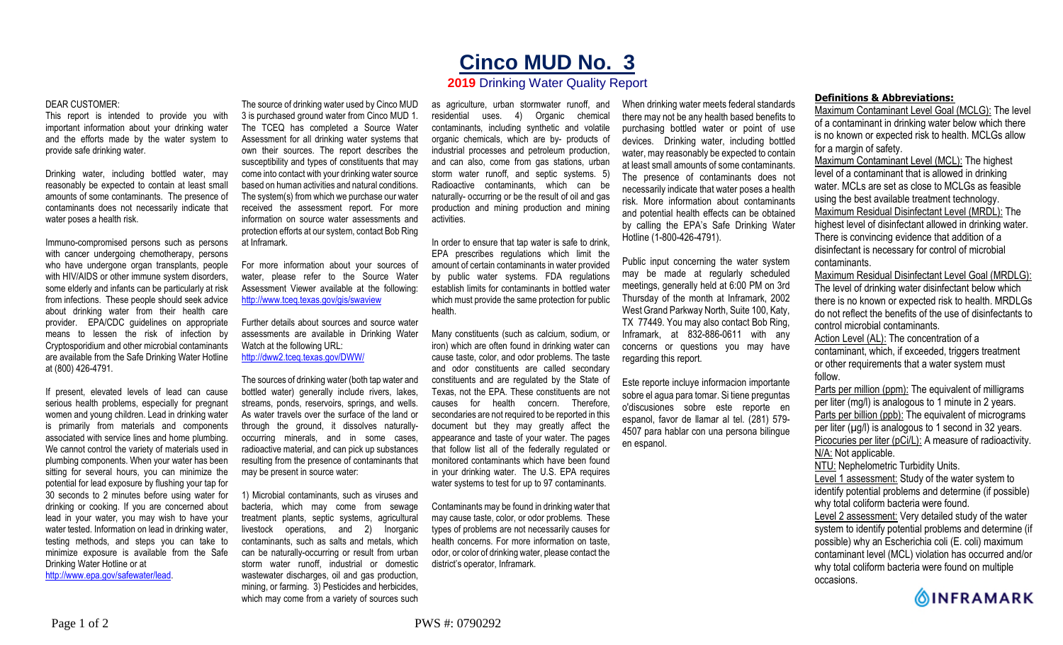# Cinco MUD No. 3

## 2019 Drinking Water Quality Report

DEAR CUSTOMER:

This report is intended to provide you with important information about your drinking water and the efforts made by the water system to provide safe drinking water.

Drinking water, including bottled water, may reasonably be expected to contain at least small amounts of some contaminants. The presence of contaminants does not necessarily indicate that water poses a health risk.

Immuno-compromised persons such as persons with cancer undergoing chemotherapy, persons who have undergone organ transplants, people with HIV/AIDS or other immune system disorders, some elderly and infants can be particularly at risk from infections. These people should seek advice about drinking water from their health care provider. EPA/CDC guidelines on appropriate means to lessen the risk of infection by Cryptosporidium and other microbial contaminants are available from the Safe Drinking Water Hotline at (800) 426-4791.

If present, elevated levels of lead can cause serious health problems, especially for pregnant women and young children. Lead in drinking water is primarily from materials and components associated with service lines and home plumbing. We cannot control the variety of materials used in plumbing components. When your water has been sitting for several hours, you can minimize the potential for lead exposure by flushing your tap for 30 seconds to 2 minutes before using water for drinking or cooking. If you are concerned about lead in your water, you may wish to have your water tested. Information on lead in drinking water, testing methods, and steps you can take to minimize exposure is available from the Safe Drinking Water Hotline or at http://www.epa.gov/safewater/lead.

The source of drinking water used by Cinco MUD 3 is purchased ground water from Cinco MUD 1. The TCEQ has completed a Source Water Assessment for all drinking water systems that own their sources. The report describes the susceptibility and types of constituents that may come into contact with your drinking water source based on human activities and natural conditions. The system(s) from which we purchase our water received the assessment report. For more information on source water assessments and protection efforts at our system, contact Bob Ring at Inframark.

For more information about your sources of water, please refer to the Source Water Assessment Viewer available at the following: http://www.tceq.texas.gov/gis/swaview

Further details about sources and source water assessments are available in Drinking Water Watch at the following URL: http://dww2.tceq.texas.gov/DWW/

The sources of drinking water (both tap water and bottled water) generally include rivers, lakes, streams, ponds, reservoirs, springs, and wells. As water travels over the surface of the land or through the ground, it dissolves naturally-occurring minerals, and in some cases, radioactive material, and can pick up substances resulting from the presence of contaminants that may be present in source water:

1) Microbial contaminants, such as viruses and bacteria, which may come from sewage treatment plants, septic systems, agricultural livestock operations, and 2) Inorganic contaminants, such as salts and metals, which can be naturally-occurring or result from urban storm water runoff, industrial or domestic wastewater discharges, oil and gas production, mining, or farming. 3) Pesticides and herbicides, which may come from a variety of sources such as agriculture, urban stormwater runoff, and residential uses. 4) Organic chemical contaminants, including synthetic and volatile organic chemicals, which are by- products of industrial processes and petroleum production, and can also, come from gas stations, urban storm water runoff, and septic systems. 5) Radioactive contaminants, which can be naturally- occurring or be the result of oil and gas production and mining production and mining activities.

In order to ensure that tap water is safe to drink, EPA prescribes regulations which limit the amount of certain contaminants in water provided by public water systems. FDA regulations establish limits for contaminants in bottled water which must provide the same protection for public health.

Many constituents (such as calcium, sodium, or iron) which are often found in drinking water can cause taste, color, and odor problems. The taste and odor constituents are called secondary constituents and are regulated by the State of Texas, not the EPA. These constituents are not causes for health concern. Therefore, secondaries are not required to be reported in this document but they may greatly affect the appearance and taste of your water. The pages that follow list all of the federally regulated or monitored contaminants which have been found in your drinking water. The U.S. EPA requires water systems to test for up to 97 contaminants.

Contaminants may be found in drinking water that may cause taste, color, or odor problems. These types of problems are not necessarily causes for health concerns. For more information on taste, odor, or color of drinking water, please contact the district's operator, Inframark.

When drinking water meets federal standards there may not be any health based benefits to purchasing bottled water or point of use devices. Drinking water, including bottled water, may reasonably be expected to contain at least small amounts of some contaminants. The presence of contaminants does not necessarily indicate that water poses a health risk. More information about contaminants and potential health effects can be obtained by calling the EPA's Safe Drinking Water Hotline (1-800-426-4791).

Public input concerning the water system may be made at regularly scheduled meetings, generally held at 6:00 PM on 3rd Thursday of the month at Inframark, 2002 West Grand Parkway North, Suite 100, Katy, TX 77449. You may also contact Bob Ring, Inframark, at 832-886-0611 with any concerns or questions you may have regarding this report.

Este reporte incluye informacion importante sobre el agua para tomar. Si tiene preguntas o'discusiones sobre este reporte en espanol, favor de llamar al tel. (281) 579-4507 para hablar con una persona bilingue en espanol.

**Definitions & Abbreviations:**

Maximum Contaminant Level Goal (MCLG): The level of a contaminant in drinking water below which there is no known or expected risk to health. MCLGs allow for a margin of safety.

Maximum Contaminant Level (MCL): The highest level of a contaminant that is allowed in drinking water. MCLs are set as close to MCLGs as feasible using the best available treatment technology.

Maximum Residual Disinfectant Level (MRDL): The highest level of disinfectant allowed in drinking water. There is convincing evidence that addition of a disinfectant is necessary for control of microbial contaminants.

Maximum Residual Disinfectant Level Goal (MRDLG): The level of drinking water disinfectant below which there is no known or expected risk to health. MRDLGs do not reflect the benefits of the use of disinfectants to control microbial contaminants.

Action Level (AL): The concentration of a contaminant, which, if exceeded, triggers treatment or other requirements that a water system must follow.

Parts per million (ppm): The equivalent of milligrams per liter (mg/l) is analogous to 1 minute in 2 years.

Parts per billion (ppb): The equivalent of micrograms per liter (µg/l) is analogous to 1 second in 32 years.

Picocuries per liter (pCi/L): A measure of radioactivity.

N/A: Not applicable.

NTU: Nephelometric Turbidity Units.

Level 1 assessment: Study of the water system to identify potential problems and determine (if possible) why total coliform bacteria were found.

Level 2 assessment: Very detailed study of the water system to identify potential problems and determine (if possible) why an Escherichia coli (E. coli) maximum contaminant level (MCL) violation has occurred and/or why total coliform bacteria were found on multiple occasions.

INFRAMARK

PWS #: 0790292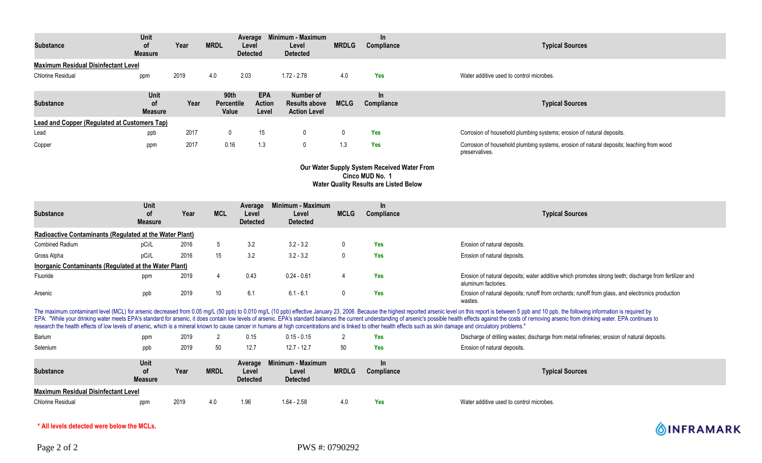| Substance | Unit of Measure | Year | MRDL | Average Level Detected | Minimum - Maximum Level Detected | MRDLG | In Compliance | Typical Sources |
|---|---|---|---|---|---|---|---|---|
| **Maximum Residual Disinfectant Level** | | | | | | | | |
| Chlorine Residual | ppm | 2019 | 4.0 | 2.03 | 1.72 - 2.78 | 4.0 | **Yes** | Water additive used to control microbes. |

| Substance | Unit of Measure | Year | 90th Percentile Value | EPA Action Level | Number of Results above Action Level | MCLG | In Compliance | Typical Sources |
|---|---|---|---|---|---|---|---|---|
| **Lead and Copper (Regulated at Customers Tap)** | | | | | | | | |
| Lead | ppb | 2017 | 0 | 15 | 0 | 0 | **Yes** | Corrosion of household plumbing systems; erosion of natural deposits. |
| Copper | ppm | 2017 | 0.16 | 1.3 | 0 | 1.3 | **Yes** | Corrosion of household plumbing systems, erosion of natural deposits; leaching from wood preservatives. |

**Our Water Supply System Received Water From**
**Cinco MUD No. 1**
**Water Quality Results are Listed Below**

| Substance | Unit of Measure | Year | MCL | Average Level Detected | Minimum - Maximum Level Detected | MCLG | In Compliance | Typical Sources |
|---|---|---|---|---|---|---|---|---|
| **Radioactive Contaminants (Regulated at the Water Plant)** | | | | | | | | |
| Combined Radium | pCi/L | 2016 | 5 | 3.2 | 3.2 - 3.2 | 0 | **Yes** | Erosion of natural deposits. |
| Gross Alpha | pCi/L | 2016 | 15 | 3.2 | 3.2 - 3.2 | 0 | **Yes** | Erosion of natural deposits. |
| **Inorganic Contaminants (Regulated at the Water Plant)** | | | | | | | | |
| Fluoride | ppm | 2019 | 4 | 0.43 | 0.24 - 0.61 | 4 | **Yes** | Erosion of natural deposits; water additive which promotes strong teeth; discharge from fertilizer and aluminum factories. |
| Arsenic | ppb | 2019 | 10 | 6.1 | 6.1 - 6.1 | 0 | **Yes** | Erosion of natural deposits; runoff from orchards; runoff from glass, and electronics production wastes. |

The maximum contaminant level (MCL) for arsenic decreased from 0.05 mg/L (50 ppb) to 0.010 mg/L (10 ppb) effective January 23, 2006. Because the highest reported arsenic level on this report is between 5 ppb and 10 ppb, the following information is required by EPA: "While your drinking water meets EPA's standard for arsenic, it does contain low levels of arsenic. EPA's standard balances the current understanding of arsenic's possible health effects against the costs of removing arsenic from drinking water. EPA continues to research the health effects of low levels of arsenic, which is a mineral known to cause cancer in humans at high concentrations and is linked to other health effects such as skin damage and circulatory problems."

| Substance | Unit of Measure | Year | MCL | Average Level Detected | Minimum - Maximum Level Detected | MCLG | In Compliance | Typical Sources |
|---|---|---|---|---|---|---|---|---|
| Barium | ppm | 2019 | 2 | 0.15 | 0.15 - 0.15 | 2 | **Yes** | Discharge of drilling wastes; discharge from metal refineries; erosion of natural deposits. |
| Selenium | ppb | 2019 | 50 | 12.7 | 12.7 - 12.7 | 50 | **Yes** | Erosion of natural deposits. |

| Substance | Unit of Measure | Year | MRDL | Average Level Detected | Minimum - Maximum Level Detected | MRDLG | In Compliance | Typical Sources |
|---|---|---|---|---|---|---|---|---|
| **Maximum Residual Disinfectant Level** | | | | | | | | |
| Chlorine Residual | ppm | 2019 | 4.0 | 1.96 | 1.64 - 2.58 | 4.0 | **Yes** | Water additive used to control microbes. |

**\* All levels detected were below the MCLs.**

INFRAMARK

PWS #: 0790292